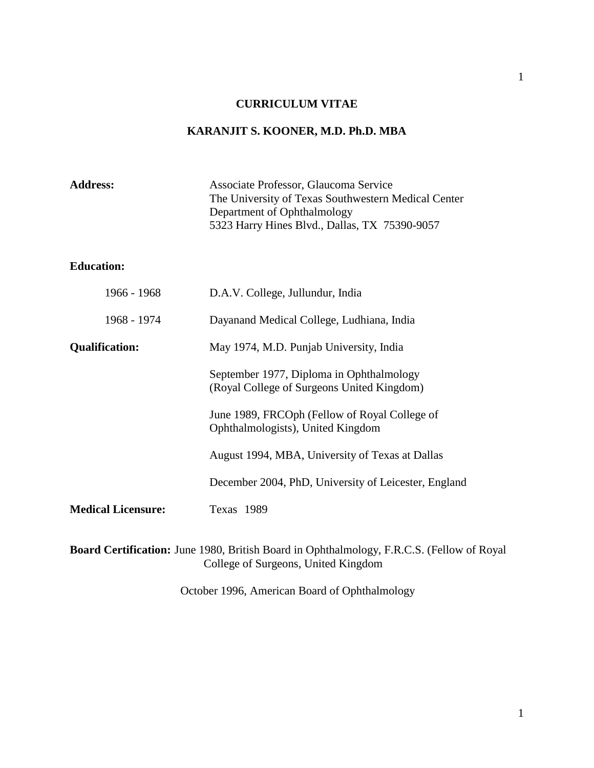# CURRICULUM VITAE

## KARANJIT S. KOONER, M.D. Ph.D. MBA

**Address:** Associate Professor, Glaucoma Service
The University of Texas Southwestern Medical Center
Department of Ophthalmology
5323 Harry Hines Blvd., Dallas, TX 75390-9057

**Education:**

| | |
|---|---|
| 1966 - 1968 | D.A.V. College, Jullundur, India |
| 1968 - 1974 | Dayanand Medical College, Ludhiana, India |

**Qualification:**

May 1974, M.D. Punjab University, India

September 1977, Diploma in Ophthalmology (Royal College of Surgeons United Kingdom)

June 1989, FRCOph (Fellow of Royal College of Ophthalmologists), United Kingdom

August 1994, MBA, University of Texas at Dallas

December 2004, PhD, University of Leicester, England

**Medical Licensure:** Texas 1989

**Board Certification:** June 1980, British Board in Ophthalmology, F.R.C.S. (Fellow of Royal College of Surgeons, United Kingdom

October 1996, American Board of Ophthalmology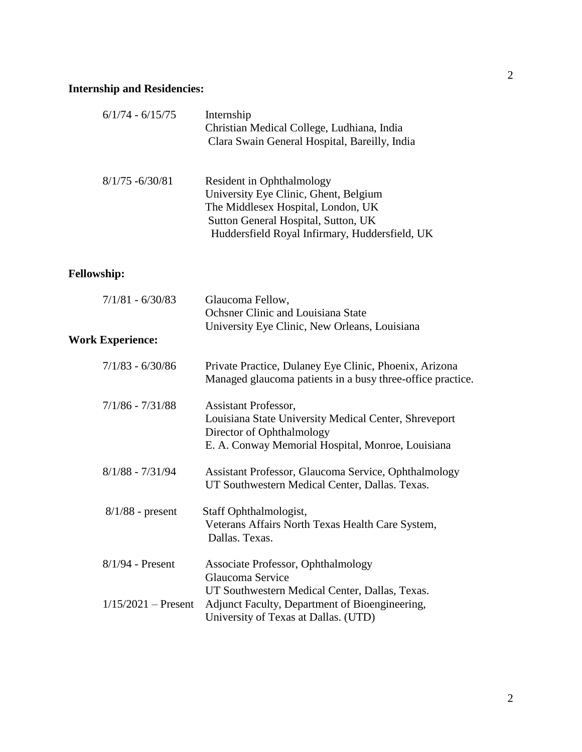## Internship and Residencies:

| | |
|---|---|
| 6/1/74 - 6/15/75 | Internship<br>Christian Medical College, Ludhiana, India<br>Clara Swain General Hospital, Bareilly, India |
| 8/1/75 -6/30/81 | Resident in Ophthalmology<br>University Eye Clinic, Ghent, Belgium<br>The Middlesex Hospital, London, UK<br>Sutton General Hospital, Sutton, UK<br>Huddersfield Royal Infirmary, Huddersfield, UK |

## Fellowship:

| | |
|---|---|
| 7/1/81 - 6/30/83 | Glaucoma Fellow,<br>Ochsner Clinic and Louisiana State<br>University Eye Clinic, New Orleans, Louisiana |

## Work Experience:

| | |
|---|---|
| 7/1/83 - 6/30/86 | Private Practice, Dulaney Eye Clinic, Phoenix, Arizona<br>Managed glaucoma patients in a busy three-office practice. |
| 7/1/86 - 7/31/88 | Assistant Professor,<br>Louisiana State University Medical Center, Shreveport<br>Director of Ophthalmology<br>E. A. Conway Memorial Hospital, Monroe, Louisiana |
| 8/1/88 - 7/31/94 | Assistant Professor, Glaucoma Service, Ophthalmology<br>UT Southwestern Medical Center, Dallas. Texas. |
| 8/1/88 - present | Staff Ophthalmologist,<br>Veterans Affairs North Texas Health Care System,<br>Dallas. Texas. |
| 8/1/94 - Present | Associate Professor, Ophthalmology<br>Glaucoma Service<br>UT Southwestern Medical Center, Dallas, Texas. |
| 1/15/2021 – Present | Adjunct Faculty, Department of Bioengineering,<br>University of Texas at Dallas. (UTD) |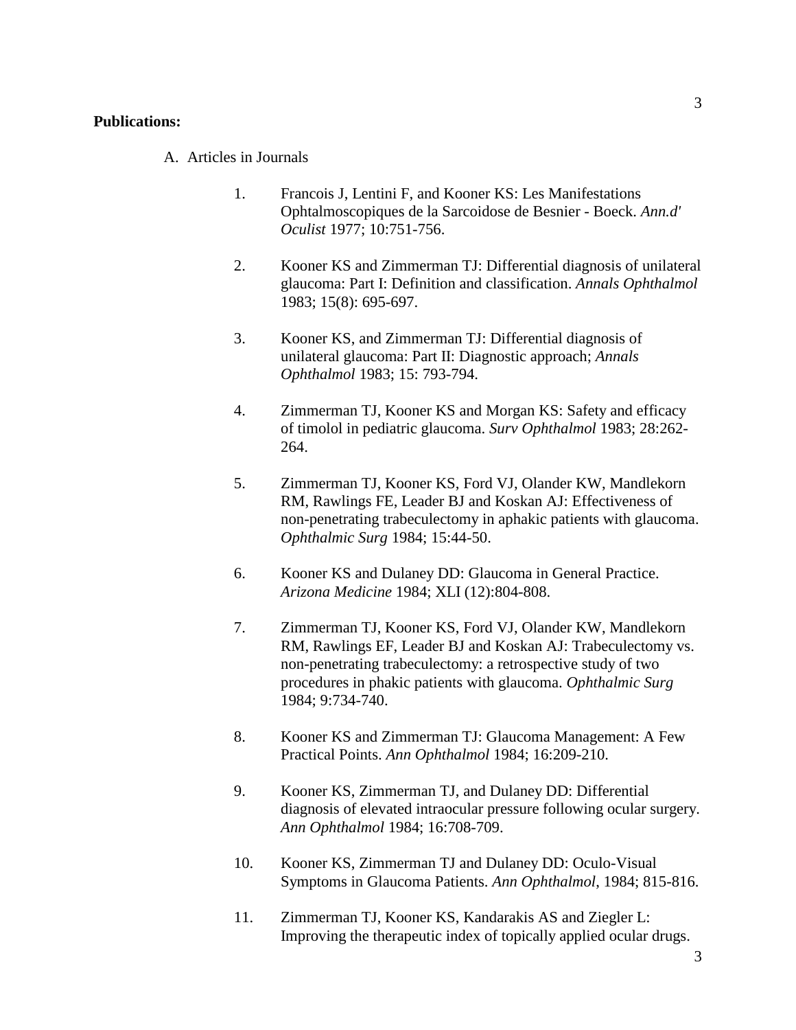**Publications:**

A. Articles in Journals

1. Francois J, Lentini F, and Kooner KS: Les Manifestations Ophtalmoscopiques de la Sarcoidose de Besnier - Boeck. *Ann.d' Oculist* 1977; 10:751-756.

2. Kooner KS and Zimmerman TJ: Differential diagnosis of unilateral glaucoma: Part I: Definition and classification. *Annals Ophthalmol* 1983; 15(8): 695-697.

3. Kooner KS, and Zimmerman TJ: Differential diagnosis of unilateral glaucoma: Part II: Diagnostic approach; *Annals Ophthalmol* 1983; 15: 793-794.

4. Zimmerman TJ, Kooner KS and Morgan KS: Safety and efficacy of timolol in pediatric glaucoma. *Surv Ophthalmol* 1983; 28:262-264.

5. Zimmerman TJ, Kooner KS, Ford VJ, Olander KW, Mandlekorn RM, Rawlings FE, Leader BJ and Koskan AJ: Effectiveness of non-penetrating trabeculectomy in aphakic patients with glaucoma. *Ophthalmic Surg* 1984; 15:44-50.

6. Kooner KS and Dulaney DD: Glaucoma in General Practice. *Arizona Medicine* 1984; XLI (12):804-808.

7. Zimmerman TJ, Kooner KS, Ford VJ, Olander KW, Mandlekorn RM, Rawlings EF, Leader BJ and Koskan AJ: Trabeculectomy vs. non-penetrating trabeculectomy: a retrospective study of two procedures in phakic patients with glaucoma. *Ophthalmic Surg* 1984; 9:734-740.

8. Kooner KS and Zimmerman TJ: Glaucoma Management: A Few Practical Points. *Ann Ophthalmol* 1984; 16:209-210.

9. Kooner KS, Zimmerman TJ, and Dulaney DD: Differential diagnosis of elevated intraocular pressure following ocular surgery. *Ann Ophthalmol* 1984; 16:708-709.

10. Kooner KS, Zimmerman TJ and Dulaney DD: Oculo-Visual Symptoms in Glaucoma Patients. *Ann Ophthalmol*, 1984; 815-816.

11. Zimmerman TJ, Kooner KS, Kandarakis AS and Ziegler L: Improving the therapeutic index of topically applied ocular drugs.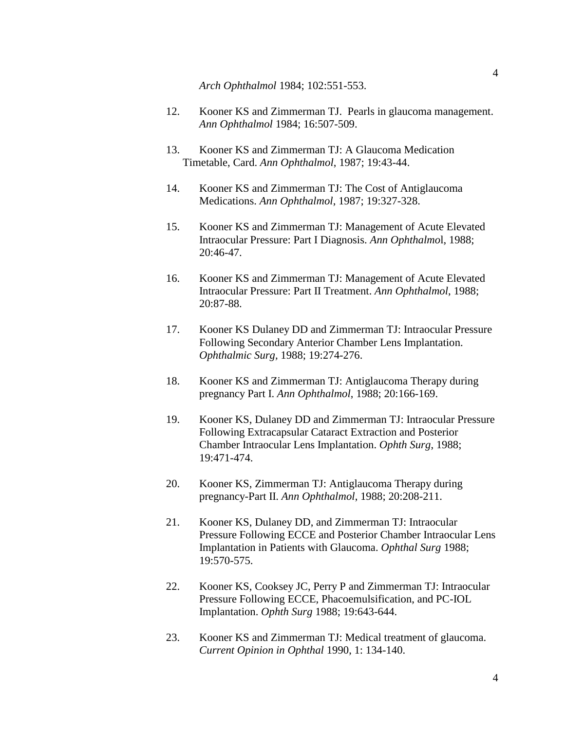*Arch Ophthalmol* 1984; 102:551-553.

12. Kooner KS and Zimmerman TJ. Pearls in glaucoma management. *Ann Ophthalmol* 1984; 16:507-509.

13. Kooner KS and Zimmerman TJ: A Glaucoma Medication Timetable, Card. *Ann Ophthalmol*, 1987; 19:43-44.

14. Kooner KS and Zimmerman TJ: The Cost of Antiglaucoma Medications. *Ann Ophthalmol*, 1987; 19:327-328.

15. Kooner KS and Zimmerman TJ: Management of Acute Elevated Intraocular Pressure: Part I Diagnosis. *Ann Ophthalmo*l, 1988; 20:46-47.

16. Kooner KS and Zimmerman TJ: Management of Acute Elevated Intraocular Pressure: Part II Treatment. *Ann Ophthalmol*, 1988; 20:87-88.

17. Kooner KS Dulaney DD and Zimmerman TJ: Intraocular Pressure Following Secondary Anterior Chamber Lens Implantation. *Ophthalmic Surg*, 1988; 19:274-276.

18. Kooner KS and Zimmerman TJ: Antiglaucoma Therapy during pregnancy Part I. *Ann Ophthalmol*, 1988; 20:166-169.

19. Kooner KS, Dulaney DD and Zimmerman TJ: Intraocular Pressure Following Extracapsular Cataract Extraction and Posterior Chamber Intraocular Lens Implantation. *Ophth Surg*, 1988; 19:471-474.

20. Kooner KS, Zimmerman TJ: Antiglaucoma Therapy during pregnancy-Part II. *Ann Ophthalmol*, 1988; 20:208-211.

21. Kooner KS, Dulaney DD, and Zimmerman TJ: Intraocular Pressure Following ECCE and Posterior Chamber Intraocular Lens Implantation in Patients with Glaucoma. *Ophthal Surg* 1988; 19:570-575.

22. Kooner KS, Cooksey JC, Perry P and Zimmerman TJ: Intraocular Pressure Following ECCE, Phacoemulsification, and PC-IOL Implantation. *Ophth Surg* 1988; 19:643-644.

23. Kooner KS and Zimmerman TJ: Medical treatment of glaucoma. *Current Opinion in Ophthal* 1990, 1: 134-140.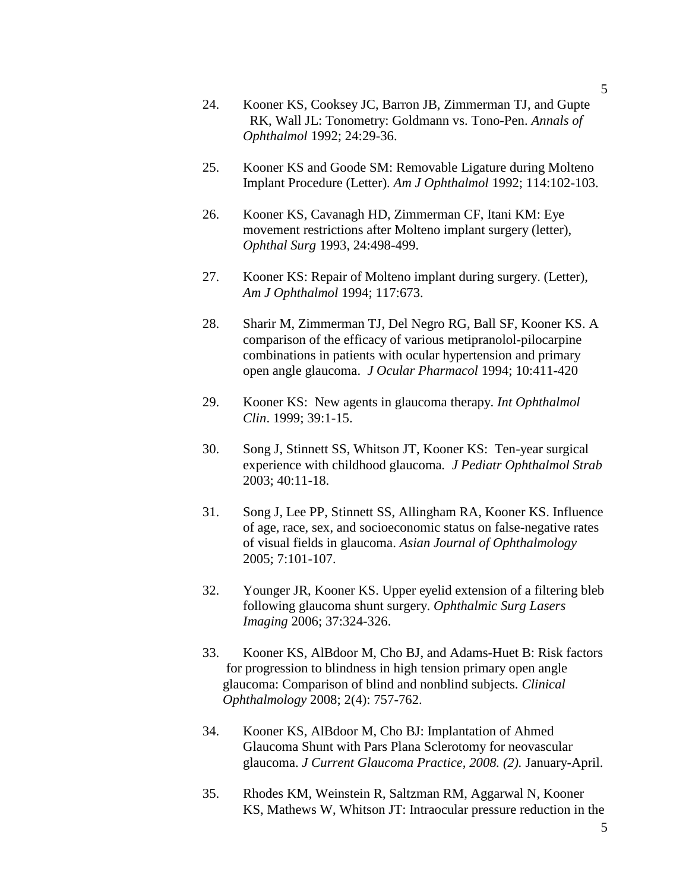24. Kooner KS, Cooksey JC, Barron JB, Zimmerman TJ, and Gupte RK, Wall JL: Tonometry: Goldmann vs. Tono-Pen. *Annals of Ophthalmol* 1992; 24:29-36.

25. Kooner KS and Goode SM: Removable Ligature during Molteno Implant Procedure (Letter). *Am J Ophthalmol* 1992; 114:102-103.

26. Kooner KS, Cavanagh HD, Zimmerman CF, Itani KM: Eye movement restrictions after Molteno implant surgery (letter), *Ophthal Surg* 1993, 24:498-499.

27. Kooner KS: Repair of Molteno implant during surgery. (Letter), *Am J Ophthalmol* 1994; 117:673.

28. Sharir M, Zimmerman TJ, Del Negro RG, Ball SF, Kooner KS. A comparison of the efficacy of various metipranolol-pilocarpine combinations in patients with ocular hypertension and primary open angle glaucoma. *J Ocular Pharmacol* 1994; 10:411-420

29. Kooner KS: New agents in glaucoma therapy. *Int Ophthalmol Clin*. 1999; 39:1-15.

30. Song J, Stinnett SS, Whitson JT, Kooner KS: Ten-year surgical experience with childhood glaucoma. *J Pediatr Ophthalmol Strab* 2003; 40:11-18.

31. Song J, Lee PP, Stinnett SS, Allingham RA, Kooner KS. Influence of age, race, sex, and socioeconomic status on false-negative rates of visual fields in glaucoma. *Asian Journal of Ophthalmology* 2005; 7:101-107.

32. Younger JR, Kooner KS. Upper eyelid extension of a filtering bleb following glaucoma shunt surgery. *Ophthalmic Surg Lasers Imaging* 2006; 37:324-326.

33. Kooner KS, AlBdoor M, Cho BJ, and Adams-Huet B: Risk factors for progression to blindness in high tension primary open angle glaucoma: Comparison of blind and nonblind subjects. *Clinical Ophthalmology* 2008; 2(4): 757-762.

34. Kooner KS, AlBdoor M, Cho BJ: Implantation of Ahmed Glaucoma Shunt with Pars Plana Sclerotomy for neovascular glaucoma. *J Current Glaucoma Practice, 2008. (2).* January-April.

35. Rhodes KM, Weinstein R, Saltzman RM, Aggarwal N, Kooner KS, Mathews W, Whitson JT: Intraocular pressure reduction in the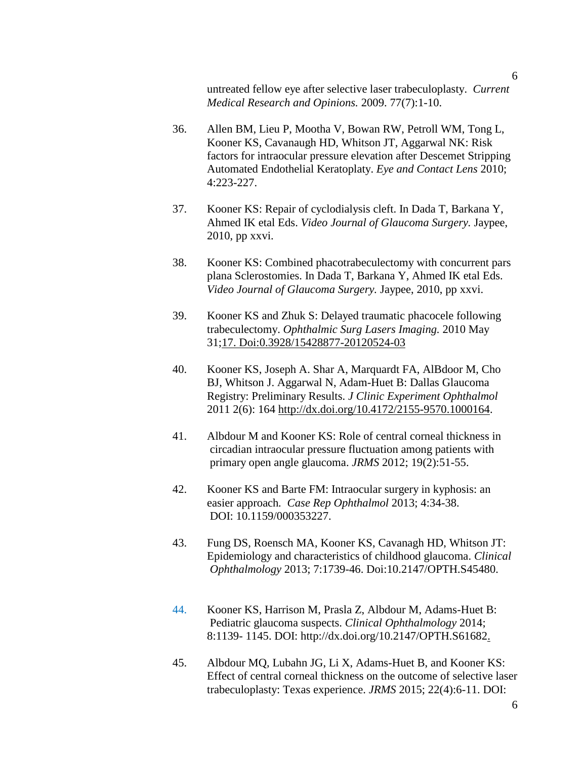untreated fellow eye after selective laser trabeculoplasty. *Current Medical Research and Opinions.* 2009. 77(7):1-10.

36. Allen BM, Lieu P, Mootha V, Bowan RW, Petroll WM, Tong L, Kooner KS, Cavanaugh HD, Whitson JT, Aggarwal NK: Risk factors for intraocular pressure elevation after Descemet Stripping Automated Endothelial Keratoplaty. *Eye and Contact Lens* 2010; 4:223-227.

37. Kooner KS: Repair of cyclodialysis cleft. In Dada T, Barkana Y, Ahmed IK etal Eds. *Video Journal of Glaucoma Surgery.* Jaypee, 2010, pp xxvi.

38. Kooner KS: Combined phacotrabeculectomy with concurrent pars plana Sclerostomies. In Dada T, Barkana Y, Ahmed IK etal Eds. *Video Journal of Glaucoma Surgery.* Jaypee, 2010, pp xxvi.

39. Kooner KS and Zhuk S: Delayed traumatic phacocele following trabeculectomy. *Ophthalmic Surg Lasers Imaging.* 2010 May 31;17. Doi:0.3928/15428877-20120524-03

40. Kooner KS, Joseph A. Shar A, Marquardt FA, AlBdoor M, Cho BJ, Whitson J. Aggarwal N, Adam-Huet B: Dallas Glaucoma Registry: Preliminary Results. *J Clinic Experiment Ophthalmol* 2011 2(6): 164 http://dx.doi.org/10.4172/2155-9570.1000164.

41. Albdour M and Kooner KS: Role of central corneal thickness in circadian intraocular pressure fluctuation among patients with primary open angle glaucoma. *JRMS* 2012; 19(2):51-55.

42. Kooner KS and Barte FM: Intraocular surgery in kyphosis: an easier approach. *Case Rep Ophthalmol* 2013; 4:34-38. DOI: 10.1159/000353227.

43. Fung DS, Roensch MA, Kooner KS, Cavanagh HD, Whitson JT: Epidemiology and characteristics of childhood glaucoma. *Clinical Ophthalmology* 2013; 7:1739-46. Doi:10.2147/OPTH.S45480.

44. Kooner KS, Harrison M, Prasla Z, Albdour M, Adams-Huet B: Pediatric glaucoma suspects. *Clinical Ophthalmology* 2014; 8:1139- 1145. DOI: http://dx.doi.org/10.2147/OPTH.S61682.

45. Albdour MQ, Lubahn JG, Li X, Adams-Huet B, and Kooner KS: Effect of central corneal thickness on the outcome of selective laser trabeculoplasty: Texas experience. *JRMS* 2015; 22(4):6-11. DOI: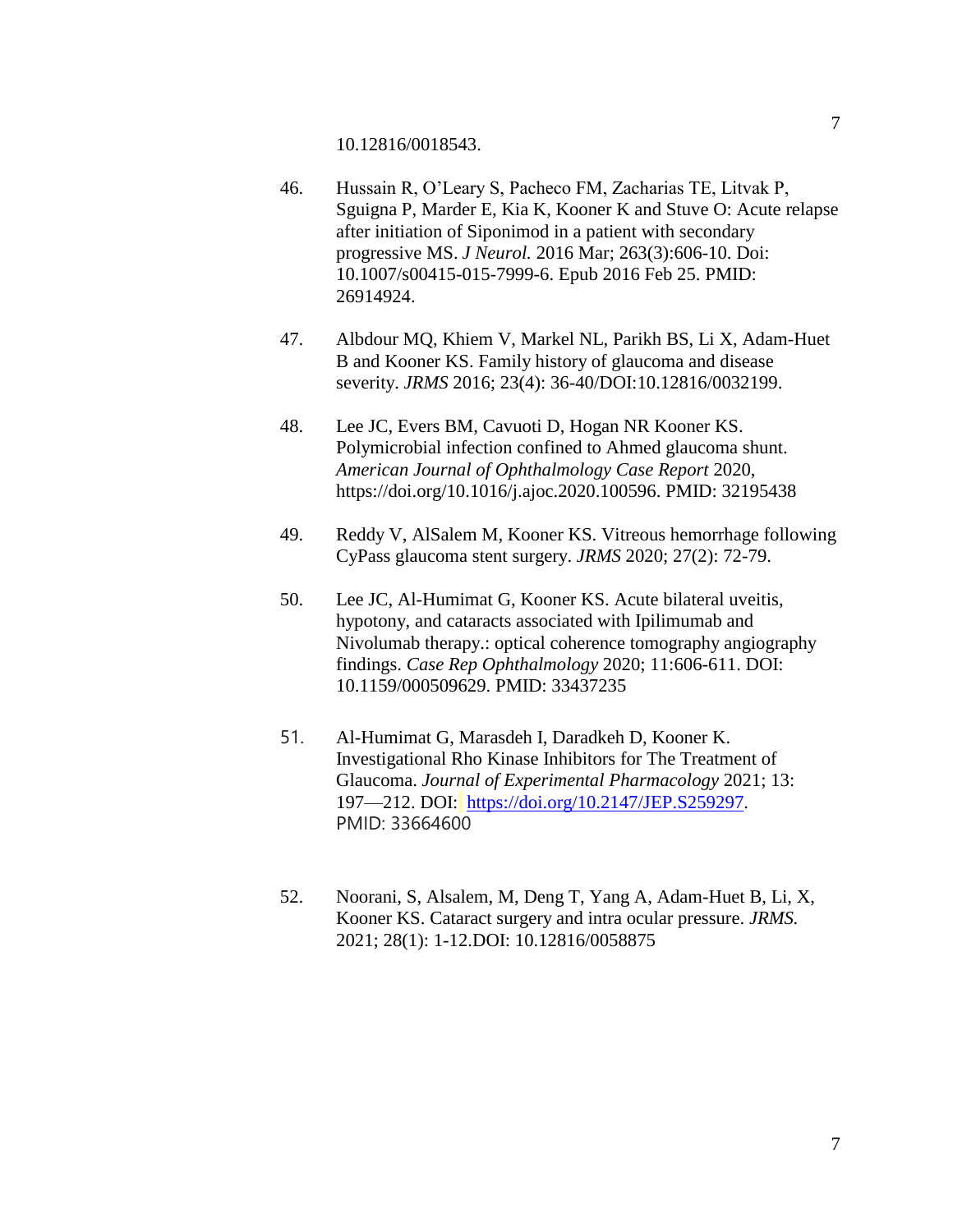10.12816/0018543.

46. Hussain R, O'Leary S, Pacheco FM, Zacharias TE, Litvak P, Sguigna P, Marder E, Kia K, Kooner K and Stuve O: Acute relapse after initiation of Siponimod in a patient with secondary progressive MS. *J Neurol.* 2016 Mar; 263(3):606-10. Doi: 10.1007/s00415-015-7999-6. Epub 2016 Feb 25. PMID: 26914924.

47. Albdour MQ, Khiem V, Markel NL, Parikh BS, Li X, Adam-Huet B and Kooner KS. Family history of glaucoma and disease severity. *JRMS* 2016; 23(4): 36-40/DOI:10.12816/0032199.

48. Lee JC, Evers BM, Cavuoti D, Hogan NR Kooner KS. Polymicrobial infection confined to Ahmed glaucoma shunt. *American Journal of Ophthalmology Case Report* 2020, https://doi.org/10.1016/j.ajoc.2020.100596. PMID: 32195438

49. Reddy V, AlSalem M, Kooner KS. Vitreous hemorrhage following CyPass glaucoma stent surgery. *JRMS* 2020; 27(2): 72-79.

50. Lee JC, Al-Humimat G, Kooner KS. Acute bilateral uveitis, hypotony, and cataracts associated with Ipilimumab and Nivolumab therapy.: optical coherence tomography angiography findings. *Case Rep Ophthalmology* 2020; 11:606-611. DOI: 10.1159/000509629. PMID: 33437235

51. Al-Humimat G, Marasdeh I, Daradkeh D, Kooner K. Investigational Rho Kinase Inhibitors for The Treatment of Glaucoma. *Journal of Experimental Pharmacology* 2021; 13: 197—212. DOI: https://doi.org/10.2147/JEP.S259297. PMID: 33664600

52. Noorani, S, Alsalem, M, Deng T, Yang A, Adam-Huet B, Li, X, Kooner KS. Cataract surgery and intra ocular pressure. *JRMS.* 2021; 28(1): 1-12.DOI: 10.12816/0058875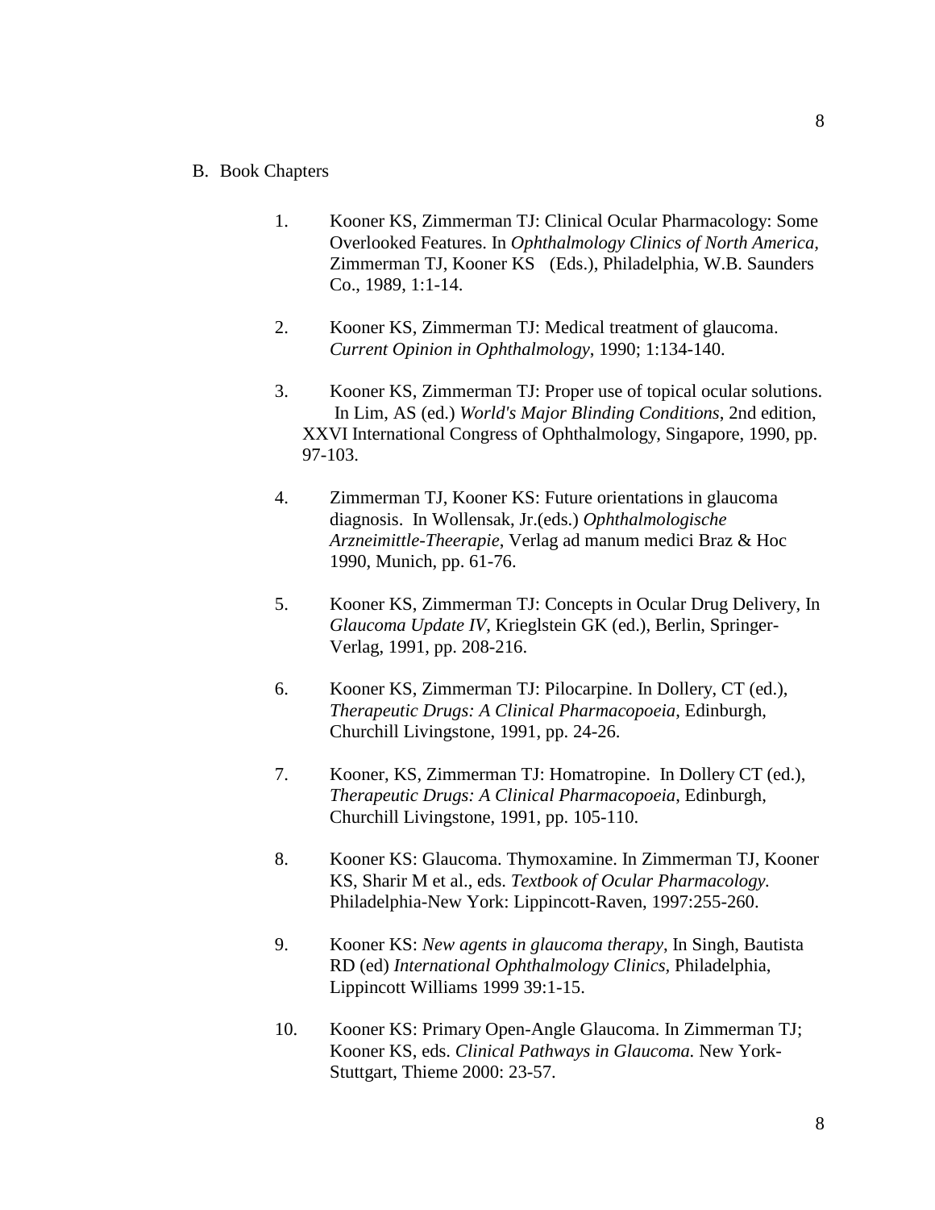B. Book Chapters

1. Kooner KS, Zimmerman TJ: Clinical Ocular Pharmacology: Some Overlooked Features. In *Ophthalmology Clinics of North America*, Zimmerman TJ, Kooner KS (Eds.), Philadelphia, W.B. Saunders Co., 1989, 1:1-14.

2. Kooner KS, Zimmerman TJ: Medical treatment of glaucoma. *Current Opinion in Ophthalmology*, 1990; 1:134-140.

3. Kooner KS, Zimmerman TJ: Proper use of topical ocular solutions. In Lim, AS (ed.) *World's Major Blinding Conditions*, 2nd edition, XXVI International Congress of Ophthalmology, Singapore, 1990, pp. 97-103.

4. Zimmerman TJ, Kooner KS: Future orientations in glaucoma diagnosis. In Wollensak, Jr.(eds.) *Ophthalmologische Arzneimittle-Theerapie*, Verlag ad manum medici Braz & Hoc 1990, Munich, pp. 61-76.

5. Kooner KS, Zimmerman TJ: Concepts in Ocular Drug Delivery, In *Glaucoma Update IV*, Krieglstein GK (ed.), Berlin, Springer-Verlag, 1991, pp. 208-216.

6. Kooner KS, Zimmerman TJ: Pilocarpine. In Dollery, CT (ed.), *Therapeutic Drugs: A Clinical Pharmacopoeia*, Edinburgh, Churchill Livingstone, 1991, pp. 24-26.

7. Kooner, KS, Zimmerman TJ: Homatropine. In Dollery CT (ed.), *Therapeutic Drugs: A Clinical Pharmacopoeia*, Edinburgh, Churchill Livingstone, 1991, pp. 105-110.

8. Kooner KS: Glaucoma. Thymoxamine. In Zimmerman TJ, Kooner KS, Sharir M et al., eds. *Textbook of Ocular Pharmacology.* Philadelphia-New York: Lippincott-Raven, 1997:255-260.

9. Kooner KS: *New agents in glaucoma therapy*, In Singh, Bautista RD (ed) *International Ophthalmology Clinics,* Philadelphia, Lippincott Williams 1999 39:1-15.

10. Kooner KS: Primary Open-Angle Glaucoma. In Zimmerman TJ; Kooner KS, eds. *Clinical Pathways in Glaucoma.* New York-Stuttgart, Thieme 2000: 23-57.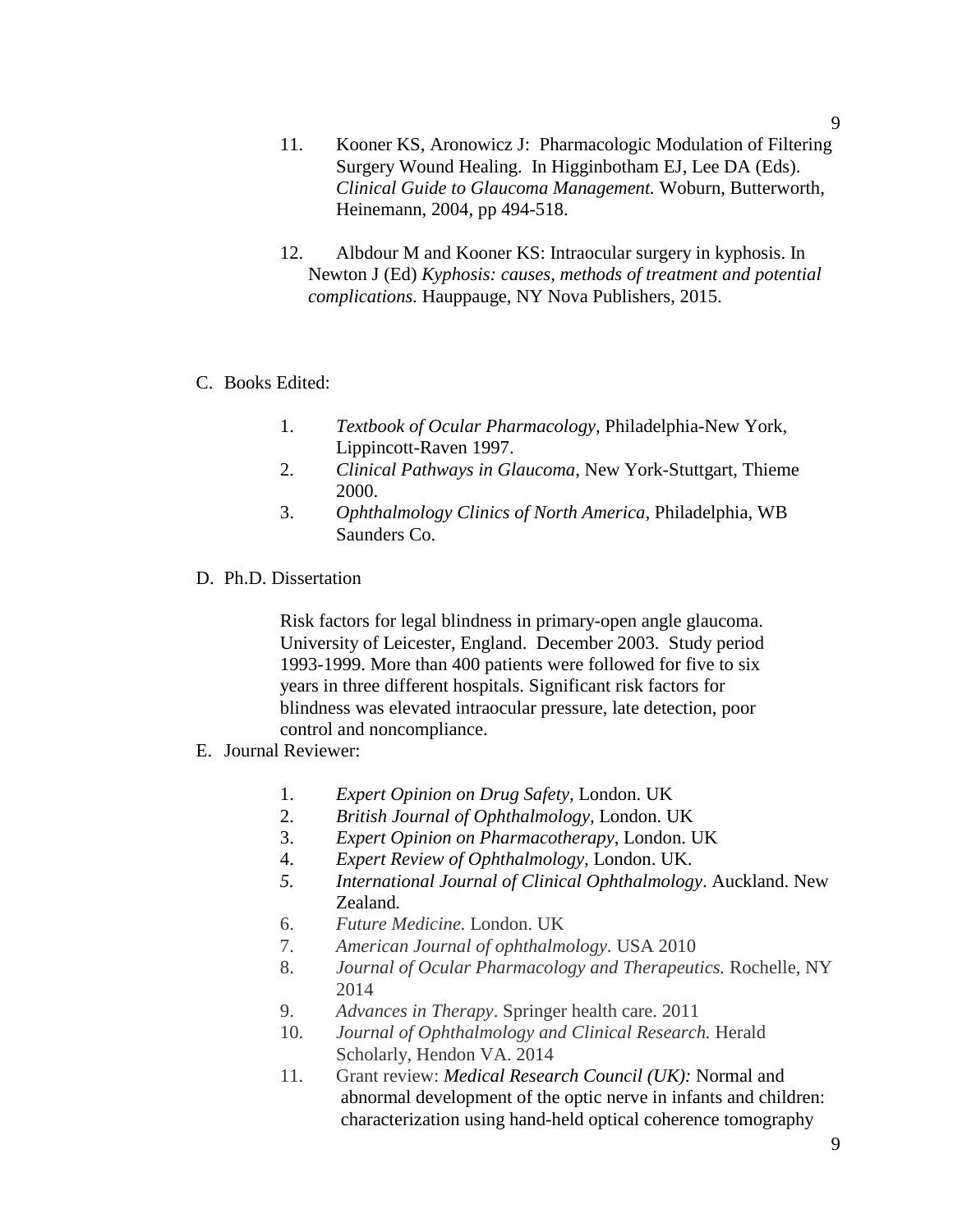11. Kooner KS, Aronowicz J: Pharmacologic Modulation of Filtering Surgery Wound Healing. In Higginbotham EJ, Lee DA (Eds). *Clinical Guide to Glaucoma Management.* Woburn, Butterworth, Heinemann, 2004, pp 494-518.

12. Albdour M and Kooner KS: Intraocular surgery in kyphosis. In Newton J (Ed) *Kyphosis: causes, methods of treatment and potential complications.* Hauppauge, NY Nova Publishers, 2015.

C. Books Edited:

1. *Textbook of Ocular Pharmacology*, Philadelphia-New York, Lippincott-Raven 1997.
2. *Clinical Pathways in Glaucoma*, New York-Stuttgart, Thieme 2000.
3. *Ophthalmology Clinics of North America*, Philadelphia, WB Saunders Co.

D. Ph.D. Dissertation

Risk factors for legal blindness in primary-open angle glaucoma. University of Leicester, England. December 2003. Study period 1993-1999. More than 400 patients were followed for five to six years in three different hospitals. Significant risk factors for blindness was elevated intraocular pressure, late detection, poor control and noncompliance.

E. Journal Reviewer:

1. *Expert Opinion on Drug Safety,* London. UK
2. *British Journal of Ophthalmology,* London. UK
3. *Expert Opinion on Pharmacotherapy*, London. UK
4. *Expert Review of Ophthalmology*, London. UK.
5. *International Journal of Clinical Ophthalmology*. Auckland. New Zealand.
6. *Future Medicine.* London. UK
7. *American Journal of ophthalmology*. USA 2010
8. *Journal of Ocular Pharmacology and Therapeutics.* Rochelle, NY 2014
9. *Advances in Therapy*. Springer health care. 2011
10. *Journal of Ophthalmology and Clinical Research.* Herald Scholarly, Hendon VA. 2014
11. Grant review: *Medical Research Council (UK):* Normal and abnormal development of the optic nerve in infants and children: characterization using hand-held optical coherence tomography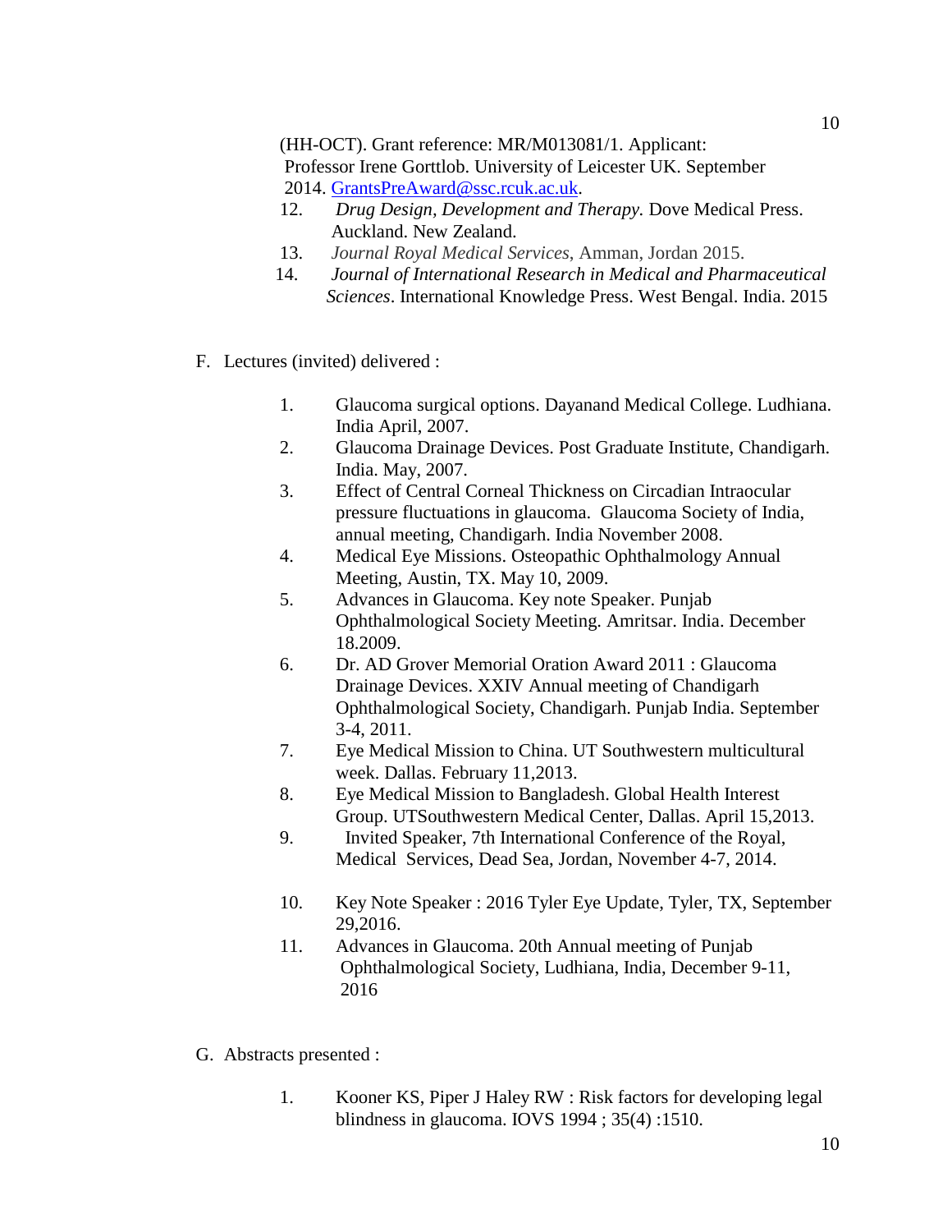(HH-OCT). Grant reference: MR/M013081/1. Applicant: Professor Irene Gorttlob. University of Leicester UK. September 2014. GrantsPreAward@ssc.rcuk.ac.uk.

12. *Drug Design, Development and Therapy.* Dove Medical Press. Auckland. New Zealand.
13. *Journal Royal Medical Services*, Amman, Jordan 2015.
14. *Journal of International Research in Medical and Pharmaceutical Sciences*. International Knowledge Press. West Bengal. India. 2015

F. Lectures (invited) delivered :

1. Glaucoma surgical options. Dayanand Medical College. Ludhiana. India April, 2007.
2. Glaucoma Drainage Devices. Post Graduate Institute, Chandigarh. India. May, 2007.
3. Effect of Central Corneal Thickness on Circadian Intraocular pressure fluctuations in glaucoma. Glaucoma Society of India, annual meeting, Chandigarh. India November 2008.
4. Medical Eye Missions. Osteopathic Ophthalmology Annual Meeting, Austin, TX. May 10, 2009.
5. Advances in Glaucoma. Key note Speaker. Punjab Ophthalmological Society Meeting. Amritsar. India. December 18.2009.
6. Dr. AD Grover Memorial Oration Award 2011 : Glaucoma Drainage Devices. XXIV Annual meeting of Chandigarh Ophthalmological Society, Chandigarh. Punjab India. September 3-4, 2011.
7. Eye Medical Mission to China. UT Southwestern multicultural week. Dallas. February 11,2013.
8. Eye Medical Mission to Bangladesh. Global Health Interest Group. UTSouthwestern Medical Center, Dallas. April 15,2013.
9. Invited Speaker, 7th International Conference of the Royal, Medical Services, Dead Sea, Jordan, November 4-7, 2014.
10. Key Note Speaker : 2016 Tyler Eye Update, Tyler, TX, September 29,2016.
11. Advances in Glaucoma. 20th Annual meeting of Punjab Ophthalmological Society, Ludhiana, India, December 9-11, 2016

G. Abstracts presented :

1. Kooner KS, Piper J Haley RW : Risk factors for developing legal blindness in glaucoma. IOVS 1994 ; 35(4) :1510.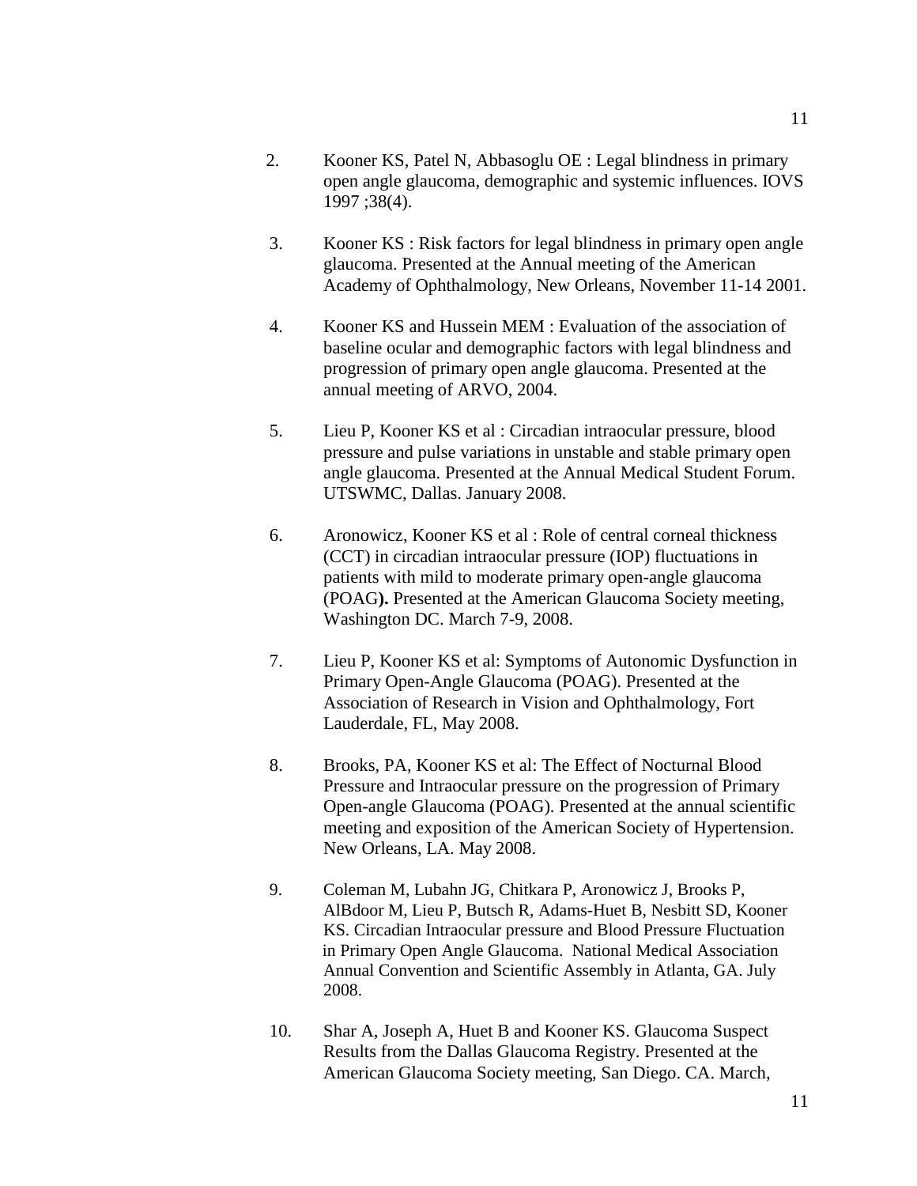2. Kooner KS, Patel N, Abbasoglu OE : Legal blindness in primary open angle glaucoma, demographic and systemic influences. IOVS 1997 ;38(4).

3. Kooner KS : Risk factors for legal blindness in primary open angle glaucoma. Presented at the Annual meeting of the American Academy of Ophthalmology, New Orleans, November 11-14 2001.

4. Kooner KS and Hussein MEM : Evaluation of the association of baseline ocular and demographic factors with legal blindness and progression of primary open angle glaucoma. Presented at the annual meeting of ARVO, 2004.

5. Lieu P, Kooner KS et al : Circadian intraocular pressure, blood pressure and pulse variations in unstable and stable primary open angle glaucoma. Presented at the Annual Medical Student Forum. UTSWMC, Dallas. January 2008.

6. Aronowicz, Kooner KS et al : Role of central corneal thickness (CCT) in circadian intraocular pressure (IOP) fluctuations in patients with mild to moderate primary open-angle glaucoma (POAG**).** Presented at the American Glaucoma Society meeting, Washington DC. March 7-9, 2008.

7. Lieu P, Kooner KS et al: Symptoms of Autonomic Dysfunction in Primary Open-Angle Glaucoma (POAG). Presented at the Association of Research in Vision and Ophthalmology, Fort Lauderdale, FL, May 2008.

8. Brooks, PA, Kooner KS et al: The Effect of Nocturnal Blood Pressure and Intraocular pressure on the progression of Primary Open-angle Glaucoma (POAG). Presented at the annual scientific meeting and exposition of the American Society of Hypertension. New Orleans, LA. May 2008.

9. Coleman M, Lubahn JG, Chitkara P, Aronowicz J, Brooks P, AlBdoor M, Lieu P, Butsch R, Adams-Huet B, Nesbitt SD, Kooner KS. Circadian Intraocular pressure and Blood Pressure Fluctuation in Primary Open Angle Glaucoma. National Medical Association Annual Convention and Scientific Assembly in Atlanta, GA. July 2008.

10. Shar A, Joseph A, Huet B and Kooner KS. Glaucoma Suspect Results from the Dallas Glaucoma Registry. Presented at the American Glaucoma Society meeting, San Diego. CA. March,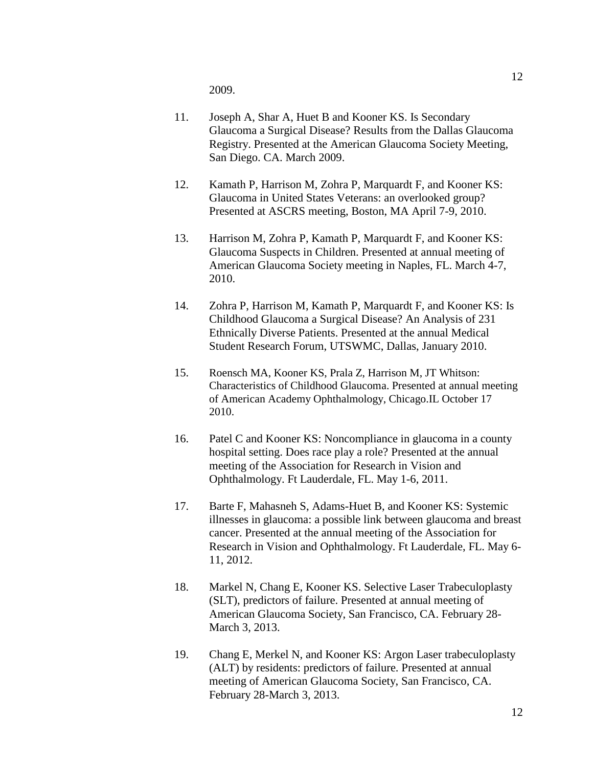2009.

11. Joseph A, Shar A, Huet B and Kooner KS. Is Secondary Glaucoma a Surgical Disease? Results from the Dallas Glaucoma Registry. Presented at the American Glaucoma Society Meeting, San Diego. CA. March 2009.

12. Kamath P, Harrison M, Zohra P, Marquardt F, and Kooner KS: Glaucoma in United States Veterans: an overlooked group? Presented at ASCRS meeting, Boston, MA April 7-9, 2010.

13. Harrison M, Zohra P, Kamath P, Marquardt F, and Kooner KS: Glaucoma Suspects in Children. Presented at annual meeting of American Glaucoma Society meeting in Naples, FL. March 4-7, 2010.

14. Zohra P, Harrison M, Kamath P, Marquardt F, and Kooner KS: Is Childhood Glaucoma a Surgical Disease? An Analysis of 231 Ethnically Diverse Patients. Presented at the annual Medical Student Research Forum, UTSWMC, Dallas, January 2010.

15. Roensch MA, Kooner KS, Prala Z, Harrison M, JT Whitson: Characteristics of Childhood Glaucoma. Presented at annual meeting of American Academy Ophthalmology, Chicago.IL October 17 2010.

16. Patel C and Kooner KS: Noncompliance in glaucoma in a county hospital setting. Does race play a role? Presented at the annual meeting of the Association for Research in Vision and Ophthalmology. Ft Lauderdale, FL. May 1-6, 2011.

17. Barte F, Mahasneh S, Adams-Huet B, and Kooner KS: Systemic illnesses in glaucoma: a possible link between glaucoma and breast cancer. Presented at the annual meeting of the Association for Research in Vision and Ophthalmology. Ft Lauderdale, FL. May 6-11, 2012.

18. Markel N, Chang E, Kooner KS. Selective Laser Trabeculoplasty (SLT), predictors of failure. Presented at annual meeting of American Glaucoma Society, San Francisco, CA. February 28-March 3, 2013.

19. Chang E, Merkel N, and Kooner KS: Argon Laser trabeculoplasty (ALT) by residents: predictors of failure. Presented at annual meeting of American Glaucoma Society, San Francisco, CA. February 28-March 3, 2013.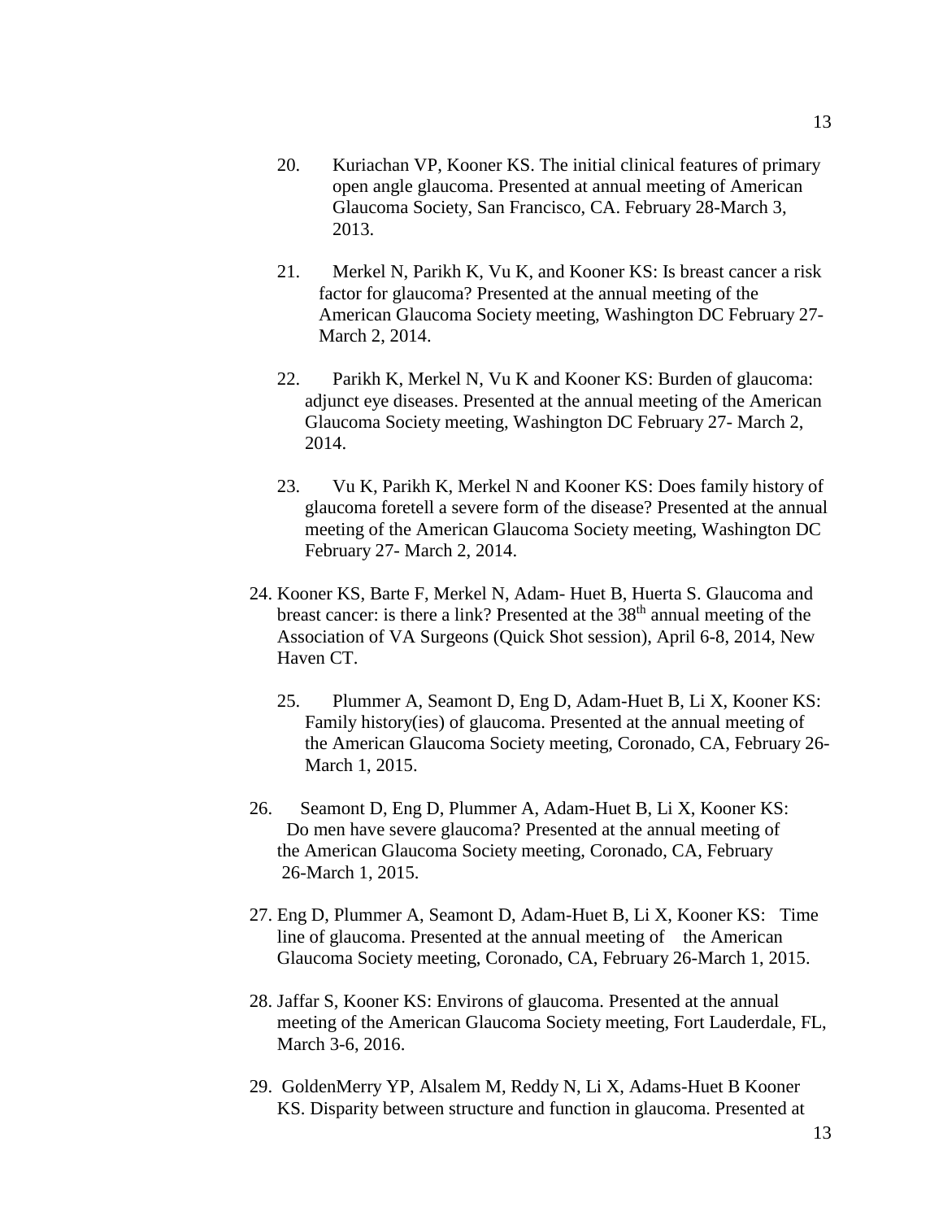20. Kuriachan VP, Kooner KS. The initial clinical features of primary open angle glaucoma. Presented at annual meeting of American Glaucoma Society, San Francisco, CA. February 28-March 3, 2013.

21. Merkel N, Parikh K, Vu K, and Kooner KS: Is breast cancer a risk factor for glaucoma? Presented at the annual meeting of the American Glaucoma Society meeting, Washington DC February 27- March 2, 2014.

22. Parikh K, Merkel N, Vu K and Kooner KS: Burden of glaucoma: adjunct eye diseases. Presented at the annual meeting of the American Glaucoma Society meeting, Washington DC February 27- March 2, 2014.

23. Vu K, Parikh K, Merkel N and Kooner KS: Does family history of glaucoma foretell a severe form of the disease? Presented at the annual meeting of the American Glaucoma Society meeting, Washington DC February 27- March 2, 2014.

24. Kooner KS, Barte F, Merkel N, Adam- Huet B, Huerta S. Glaucoma and breast cancer: is there a link? Presented at the 38th annual meeting of the Association of VA Surgeons (Quick Shot session), April 6-8, 2014, New Haven CT.

25. Plummer A, Seamont D, Eng D, Adam-Huet B, Li X, Kooner KS: Family history(ies) of glaucoma. Presented at the annual meeting of the American Glaucoma Society meeting, Coronado, CA, February 26-March 1, 2015.

26. Seamont D, Eng D, Plummer A, Adam-Huet B, Li X, Kooner KS: Do men have severe glaucoma? Presented at the annual meeting of the American Glaucoma Society meeting, Coronado, CA, February 26-March 1, 2015.

27. Eng D, Plummer A, Seamont D, Adam-Huet B, Li X, Kooner KS: Time line of glaucoma. Presented at the annual meeting of the American Glaucoma Society meeting, Coronado, CA, February 26-March 1, 2015.

28. Jaffar S, Kooner KS: Environs of glaucoma. Presented at the annual meeting of the American Glaucoma Society meeting, Fort Lauderdale, FL, March 3-6, 2016.

29. GoldenMerry YP, Alsalem M, Reddy N, Li X, Adams-Huet B Kooner KS. Disparity between structure and function in glaucoma. Presented at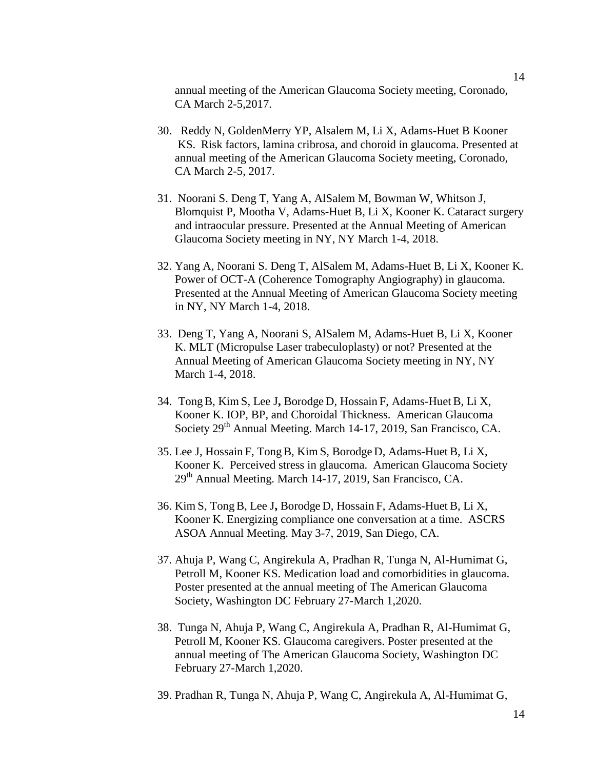annual meeting of the American Glaucoma Society meeting, Coronado, CA March 2-5,2017.

30. Reddy N, GoldenMerry YP, Alsalem M, Li X, Adams-Huet B Kooner KS. Risk factors, lamina cribrosa, and choroid in glaucoma. Presented at annual meeting of the American Glaucoma Society meeting, Coronado, CA March 2-5, 2017.

31. Noorani S. Deng T, Yang A, AlSalem M, Bowman W, Whitson J, Blomquist P, Mootha V, Adams-Huet B, Li X, Kooner K. Cataract surgery and intraocular pressure. Presented at the Annual Meeting of American Glaucoma Society meeting in NY, NY March 1-4, 2018.

32. Yang A, Noorani S. Deng T, AlSalem M, Adams-Huet B, Li X, Kooner K. Power of OCT-A (Coherence Tomography Angiography) in glaucoma. Presented at the Annual Meeting of American Glaucoma Society meeting in NY, NY March 1-4, 2018.

33. Deng T, Yang A, Noorani S, AlSalem M, Adams-Huet B, Li X, Kooner K. MLT (Micropulse Laser trabeculoplasty) or not? Presented at the Annual Meeting of American Glaucoma Society meeting in NY, NY March 1-4, 2018.

34. Tong B, Kim S, Lee J**,** Borodge D, Hossain F, Adams-Huet B, Li X, Kooner K. IOP, BP, and Choroidal Thickness. American Glaucoma Society 29th Annual Meeting. March 14-17, 2019, San Francisco, CA.

35. Lee J, Hossain F, Tong B, Kim S, Borodge D, Adams-Huet B, Li X, Kooner K. Perceived stress in glaucoma. American Glaucoma Society 29th Annual Meeting. March 14-17, 2019, San Francisco, CA.

36. Kim S, Tong B, Lee J**,** Borodge D, Hossain F, Adams-Huet B, Li X, Kooner K. Energizing compliance one conversation at a time. ASCRS ASOA Annual Meeting. May 3-7, 2019, San Diego, CA.

37. Ahuja P, Wang C, Angirekula A, Pradhan R, Tunga N, Al-Humimat G, Petroll M, Kooner KS. Medication load and comorbidities in glaucoma. Poster presented at the annual meeting of The American Glaucoma Society, Washington DC February 27-March 1,2020.

38. Tunga N, Ahuja P, Wang C, Angirekula A, Pradhan R, Al-Humimat G, Petroll M, Kooner KS. Glaucoma caregivers. Poster presented at the annual meeting of The American Glaucoma Society, Washington DC February 27-March 1,2020.

39. Pradhan R, Tunga N, Ahuja P, Wang C, Angirekula A, Al-Humimat G,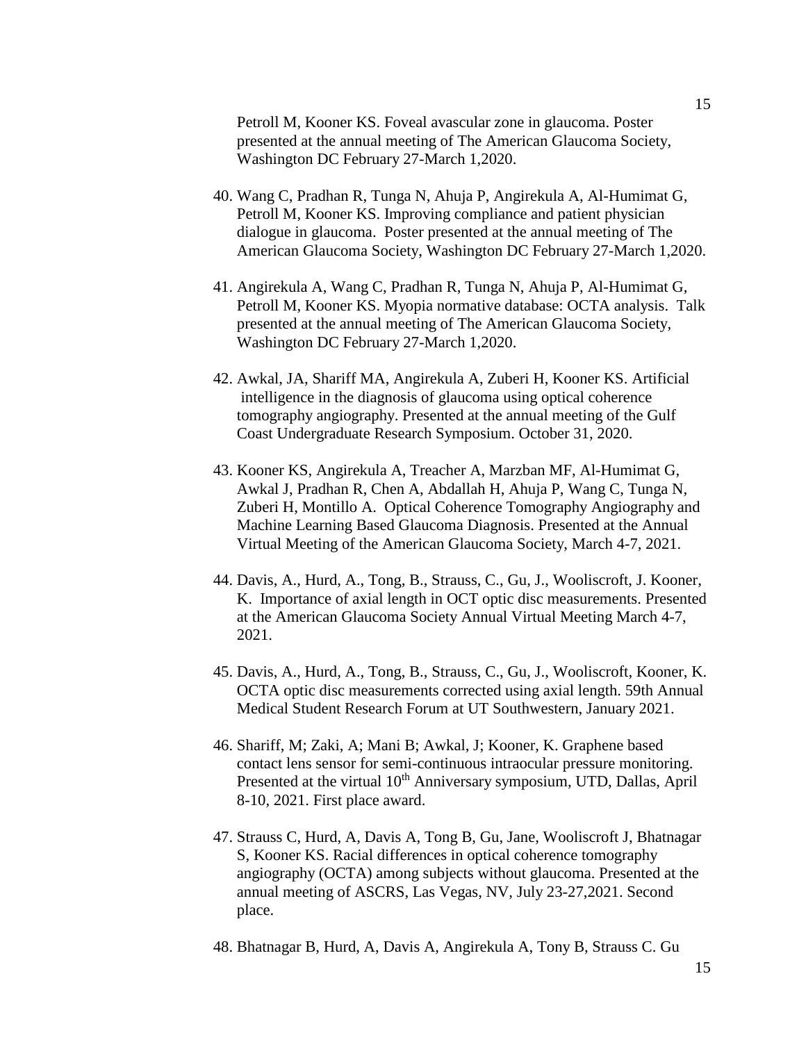Petroll M, Kooner KS. Foveal avascular zone in glaucoma. Poster presented at the annual meeting of The American Glaucoma Society, Washington DC February 27-March 1,2020.

40. Wang C, Pradhan R, Tunga N, Ahuja P, Angirekula A, Al-Humimat G, Petroll M, Kooner KS. Improving compliance and patient physician dialogue in glaucoma. Poster presented at the annual meeting of The American Glaucoma Society, Washington DC February 27-March 1,2020.

41. Angirekula A, Wang C, Pradhan R, Tunga N, Ahuja P, Al-Humimat G, Petroll M, Kooner KS. Myopia normative database: OCTA analysis. Talk presented at the annual meeting of The American Glaucoma Society, Washington DC February 27-March 1,2020.

42. Awkal, JA, Shariff MA, Angirekula A, Zuberi H, Kooner KS. Artificial intelligence in the diagnosis of glaucoma using optical coherence tomography angiography. Presented at the annual meeting of the Gulf Coast Undergraduate Research Symposium. October 31, 2020.

43. Kooner KS, Angirekula A, Treacher A, Marzban MF, Al-Humimat G, Awkal J, Pradhan R, Chen A, Abdallah H, Ahuja P, Wang C, Tunga N, Zuberi H, Montillo A. Optical Coherence Tomography Angiography and Machine Learning Based Glaucoma Diagnosis. Presented at the Annual Virtual Meeting of the American Glaucoma Society, March 4-7, 2021.

44. Davis, A., Hurd, A., Tong, B., Strauss, C., Gu, J., Wooliscroft, J. Kooner, K. Importance of axial length in OCT optic disc measurements. Presented at the American Glaucoma Society Annual Virtual Meeting March 4-7, 2021.

45. Davis, A., Hurd, A., Tong, B., Strauss, C., Gu, J., Wooliscroft, Kooner, K. OCTA optic disc measurements corrected using axial length. 59th Annual Medical Student Research Forum at UT Southwestern, January 2021.

46. Shariff, M; Zaki, A; Mani B; Awkal, J; Kooner, K. Graphene based contact lens sensor for semi-continuous intraocular pressure monitoring. Presented at the virtual 10th Anniversary symposium, UTD, Dallas, April 8-10, 2021. First place award.

47. Strauss C, Hurd, A, Davis A, Tong B, Gu, Jane, Wooliscroft J, Bhatnagar S, Kooner KS. Racial differences in optical coherence tomography angiography (OCTA) among subjects without glaucoma. Presented at the annual meeting of ASCRS, Las Vegas, NV, July 23-27,2021. Second place.

48. Bhatnagar B, Hurd, A, Davis A, Angirekula A, Tony B, Strauss C. Gu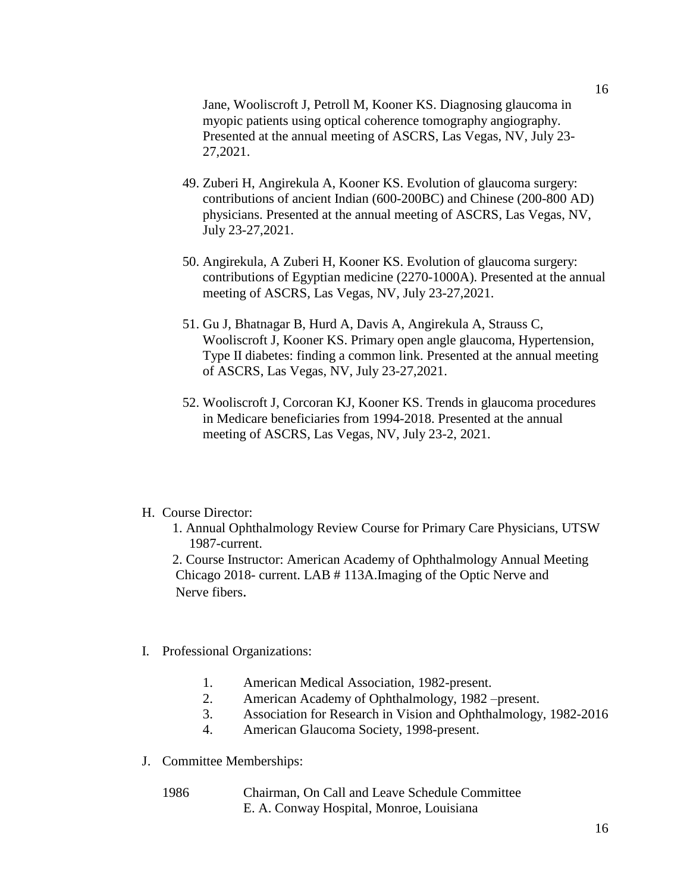Jane, Wooliscroft J, Petroll M, Kooner KS. Diagnosing glaucoma in myopic patients using optical coherence tomography angiography. Presented at the annual meeting of ASCRS, Las Vegas, NV, July 23-27,2021.

49. Zuberi H, Angirekula A, Kooner KS. Evolution of glaucoma surgery: contributions of ancient Indian (600-200BC) and Chinese (200-800 AD) physicians. Presented at the annual meeting of ASCRS, Las Vegas, NV, July 23-27,2021.

50. Angirekula, A Zuberi H, Kooner KS. Evolution of glaucoma surgery: contributions of Egyptian medicine (2270-1000A). Presented at the annual meeting of ASCRS, Las Vegas, NV, July 23-27,2021.

51. Gu J, Bhatnagar B, Hurd A, Davis A, Angirekula A, Strauss C, Wooliscroft J, Kooner KS. Primary open angle glaucoma, Hypertension, Type II diabetes: finding a common link. Presented at the annual meeting of ASCRS, Las Vegas, NV, July 23-27,2021.

52. Wooliscroft J, Corcoran KJ, Kooner KS. Trends in glaucoma procedures in Medicare beneficiaries from 1994-2018. Presented at the annual meeting of ASCRS, Las Vegas, NV, July 23-2, 2021.

H. Course Director:

1. Annual Ophthalmology Review Course for Primary Care Physicians, UTSW 1987-current.
2. Course Instructor: American Academy of Ophthalmology Annual Meeting Chicago 2018- current. LAB # 113A.Imaging of the Optic Nerve and Nerve fibers.

I. Professional Organizations:

1. American Medical Association, 1982-present.
2. American Academy of Ophthalmology, 1982 –present.
3. Association for Research in Vision and Ophthalmology, 1982-2016
4. American Glaucoma Society, 1998-present.

J. Committee Memberships:

1986 Chairman, On Call and Leave Schedule Committee
E. A. Conway Hospital, Monroe, Louisiana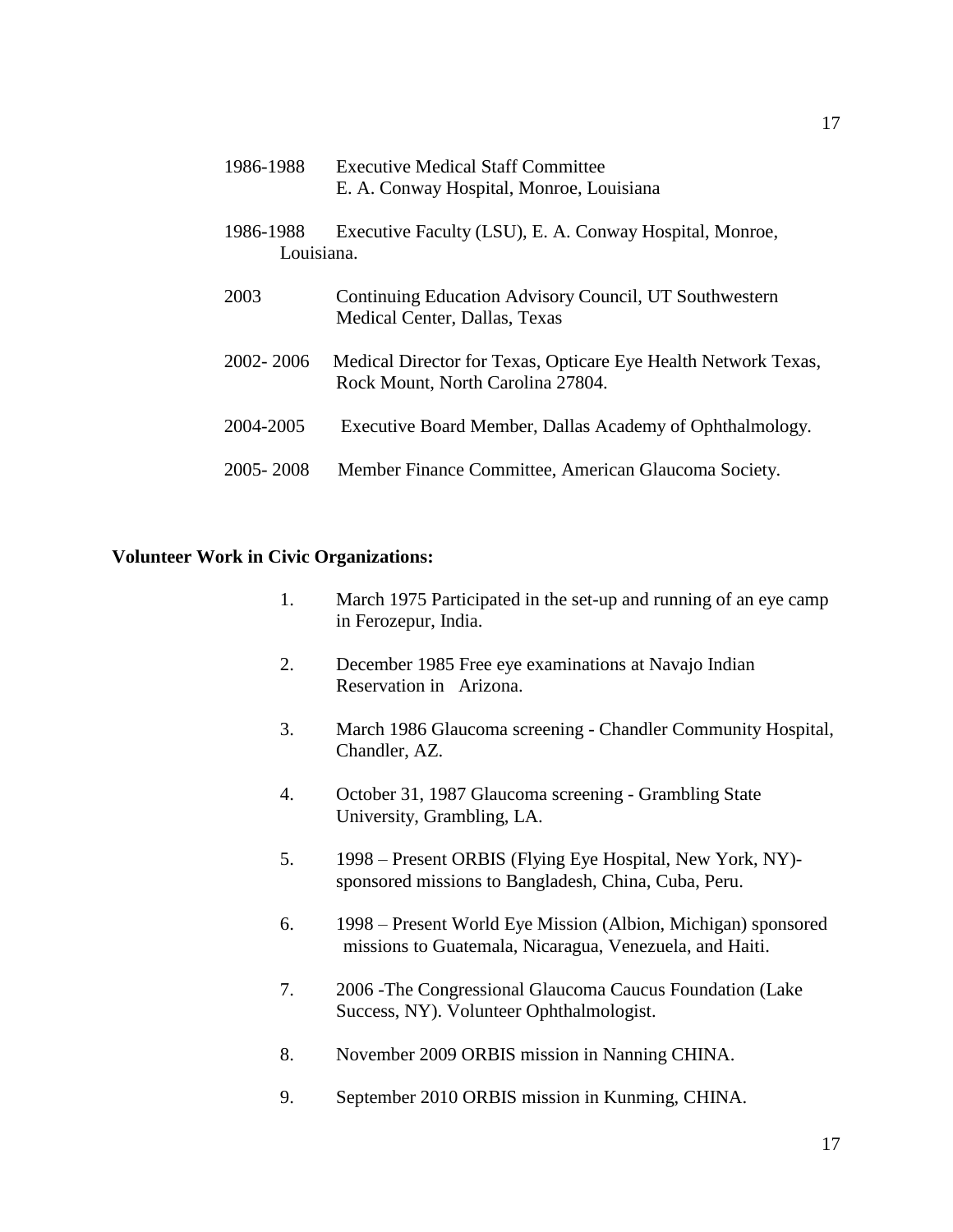1986-1988 Executive Medical Staff Committee
E. A. Conway Hospital, Monroe, Louisiana

1986-1988 Executive Faculty (LSU), E. A. Conway Hospital, Monroe, Louisiana.

2003 Continuing Education Advisory Council, UT Southwestern Medical Center, Dallas, Texas

2002- 2006 Medical Director for Texas, Opticare Eye Health Network Texas, Rock Mount, North Carolina 27804.

2004-2005 Executive Board Member, Dallas Academy of Ophthalmology.

2005- 2008 Member Finance Committee, American Glaucoma Society.

**Volunteer Work in Civic Organizations:**

1. March 1975 Participated in the set-up and running of an eye camp in Ferozepur, India.
2. December 1985 Free eye examinations at Navajo Indian Reservation in Arizona.
3. March 1986 Glaucoma screening - Chandler Community Hospital, Chandler, AZ.
4. October 31, 1987 Glaucoma screening - Grambling State University, Grambling, LA.
5. 1998 – Present ORBIS (Flying Eye Hospital, New York, NY)-sponsored missions to Bangladesh, China, Cuba, Peru.
6. 1998 – Present World Eye Mission (Albion, Michigan) sponsored missions to Guatemala, Nicaragua, Venezuela, and Haiti.
7. 2006 -The Congressional Glaucoma Caucus Foundation (Lake Success, NY). Volunteer Ophthalmologist.
8. November 2009 ORBIS mission in Nanning CHINA.
9. September 2010 ORBIS mission in Kunming, CHINA.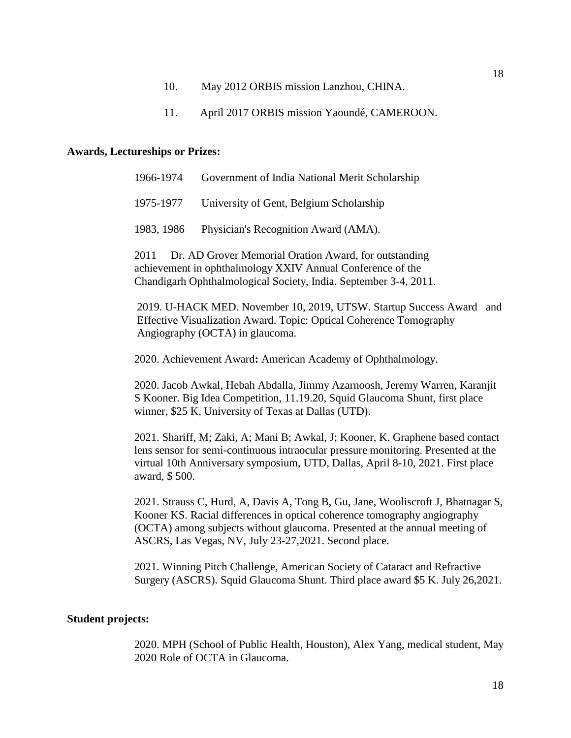10. May 2012 ORBIS mission Lanzhou, CHINA.

11. April 2017 ORBIS mission Yaoundé, CAMEROON.

**Awards, Lectureships or Prizes:**

1966-1974 Government of India National Merit Scholarship

1975-1977 University of Gent, Belgium Scholarship

1983, 1986 Physician's Recognition Award (AMA).

2011 Dr. AD Grover Memorial Oration Award, for outstanding achievement in ophthalmology XXIV Annual Conference of the Chandigarh Ophthalmological Society, India. September 3-4, 2011.

2019. U-HACK MED. November 10, 2019, UTSW. Startup Success Award and Effective Visualization Award. Topic: Optical Coherence Tomography Angiography (OCTA) in glaucoma.

2020. Achievement Award**:** American Academy of Ophthalmology.

2020. Jacob Awkal, Hebah Abdalla, Jimmy Azarnoosh, Jeremy Warren, Karanjit S Kooner. Big Idea Competition, 11.19.20, Squid Glaucoma Shunt, first place winner, $25 K, University of Texas at Dallas (UTD).

2021. Shariff, M; Zaki, A; Mani B; Awkal, J; Kooner, K. Graphene based contact lens sensor for semi-continuous intraocular pressure monitoring. Presented at the virtual 10th Anniversary symposium, UTD, Dallas, April 8-10, 2021. First place award, $ 500.

2021. Strauss C, Hurd, A, Davis A, Tong B, Gu, Jane, Wooliscroft J, Bhatnagar S, Kooner KS. Racial differences in optical coherence tomography angiography (OCTA) among subjects without glaucoma. Presented at the annual meeting of ASCRS, Las Vegas, NV, July 23-27,2021. Second place.

2021. Winning Pitch Challenge, American Society of Cataract and Refractive Surgery (ASCRS). Squid Glaucoma Shunt. Third place award $5 K. July 26,2021.

**Student projects:**

2020. MPH (School of Public Health, Houston), Alex Yang, medical student, May 2020 Role of OCTA in Glaucoma.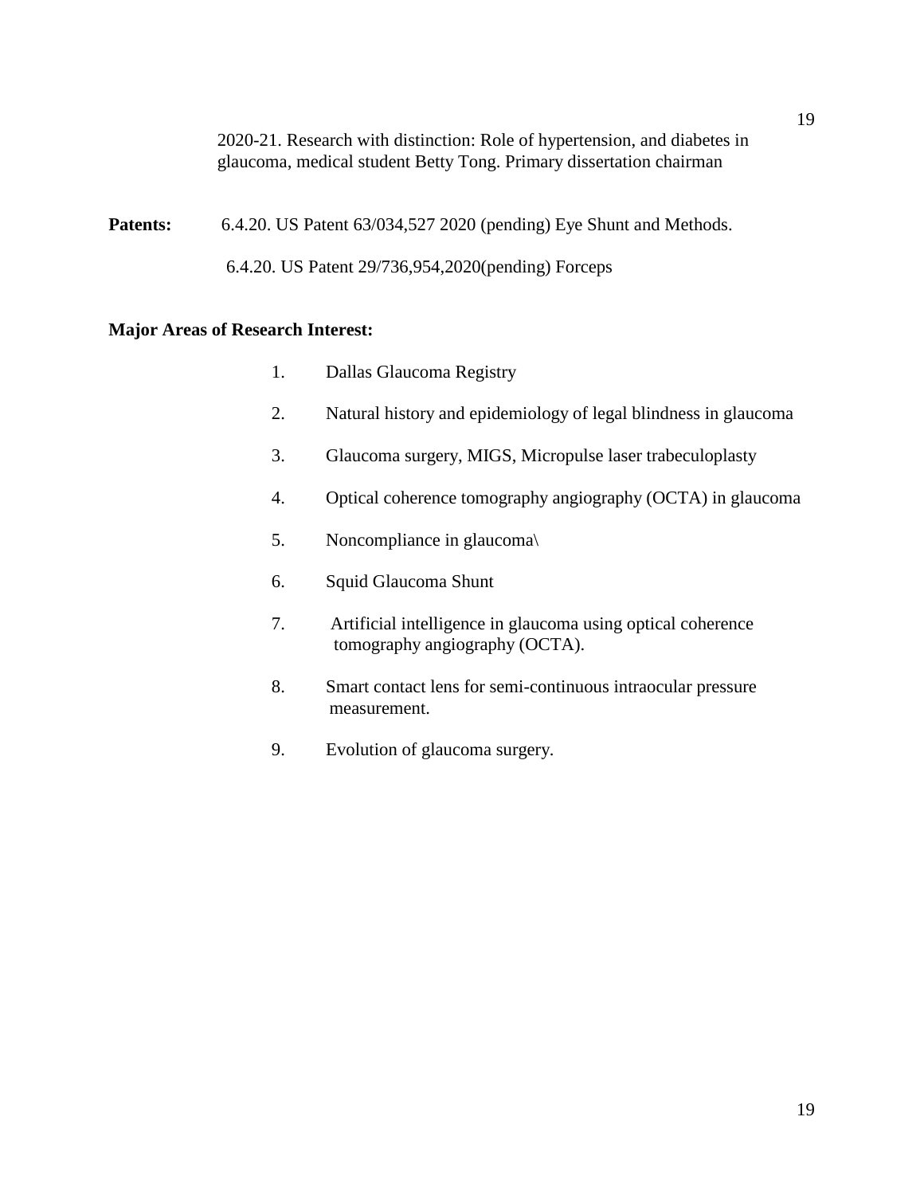2020-21. Research with distinction: Role of hypertension, and diabetes in glaucoma, medical student Betty Tong. Primary dissertation chairman

**Patents:** 6.4.20. US Patent 63/034,527 2020 (pending) Eye Shunt and Methods.

6.4.20. US Patent 29/736,954,2020(pending) Forceps

**Major Areas of Research Interest:**

1. Dallas Glaucoma Registry
2. Natural history and epidemiology of legal blindness in glaucoma
3. Glaucoma surgery, MIGS, Micropulse laser trabeculoplasty
4. Optical coherence tomography angiography (OCTA) in glaucoma
5. Noncompliance in glaucoma\
6. Squid Glaucoma Shunt
7. Artificial intelligence in glaucoma using optical coherence tomography angiography (OCTA).
8. Smart contact lens for semi-continuous intraocular pressure measurement.
9. Evolution of glaucoma surgery.